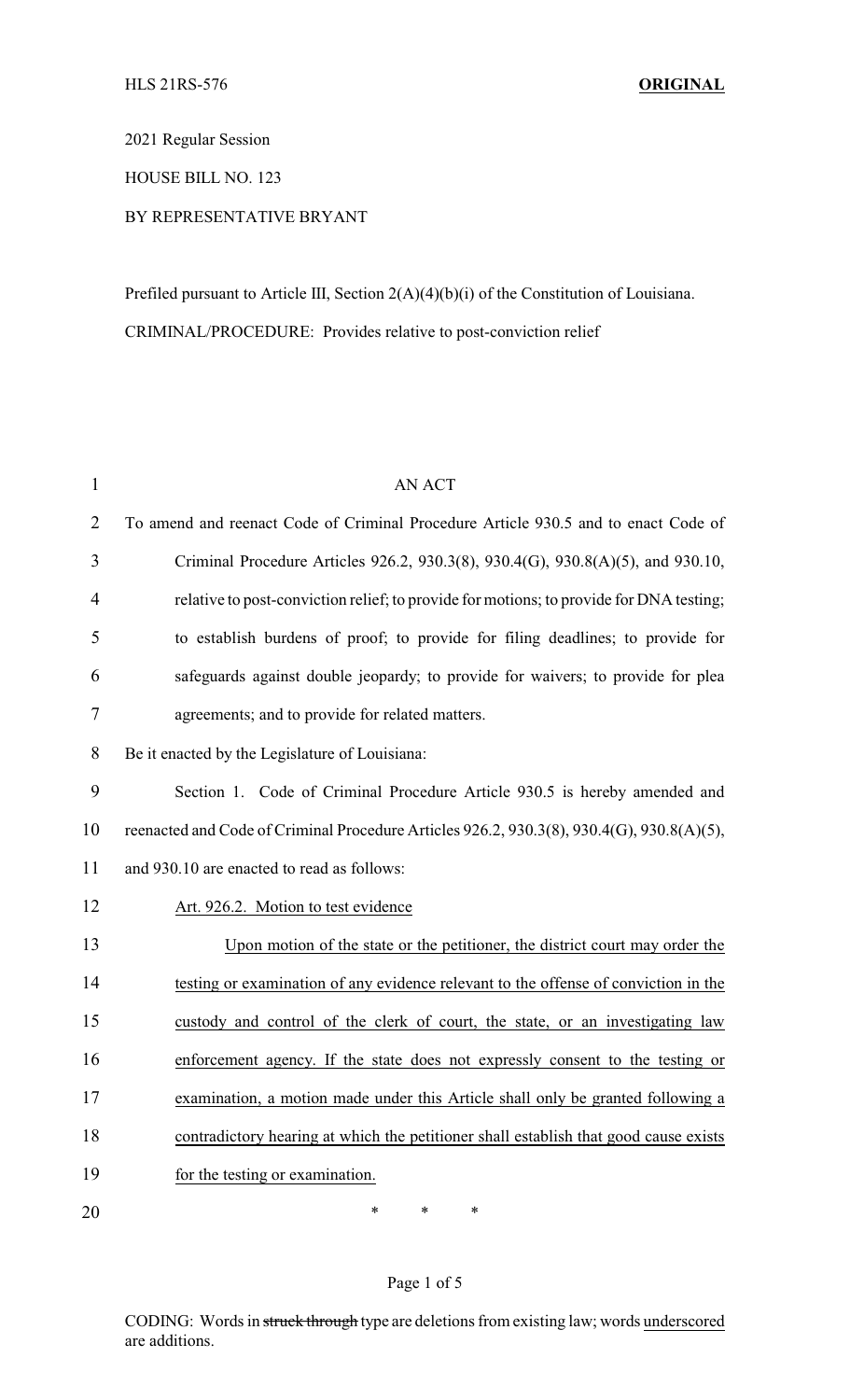2021 Regular Session

HOUSE BILL NO. 123

BY REPRESENTATIVE BRYANT

Prefiled pursuant to Article III, Section 2(A)(4)(b)(i) of the Constitution of Louisiana.

CRIMINAL/PROCEDURE: Provides relative to post-conviction relief

AN ACT

To amend and reenact Code of Criminal Procedure Article 930.5 and to enact Code of Criminal Procedure Articles 926.2, 930.3(8), 930.4(G), 930.8(A)(5), and 930.10, relative to post-conviction relief; to provide for motions; to provide for DNA testing; to establish burdens of proof; to provide for filing deadlines; to provide for safeguards against double jeopardy; to provide for waivers; to provide for plea agreements; and to provide for related matters.

Be it enacted by the Legislature of Louisiana:

Section 1. Code of Criminal Procedure Article 930.5 is hereby amended and reenacted and Code of Criminal Procedure Articles 926.2, 930.3(8), 930.4(G), 930.8(A)(5), and 930.10 are enacted to read as follows:

Art. 926.2. Motion to test evidence

Upon motion of the state or the petitioner, the district court may order the testing or examination of any evidence relevant to the offense of conviction in the custody and control of the clerk of court, the state, or an investigating law enforcement agency. If the state does not expressly consent to the testing or examination, a motion made under this Article shall only be granted following a contradictory hearing at which the petitioner shall establish that good cause exists for the testing or examination.

\* \* \*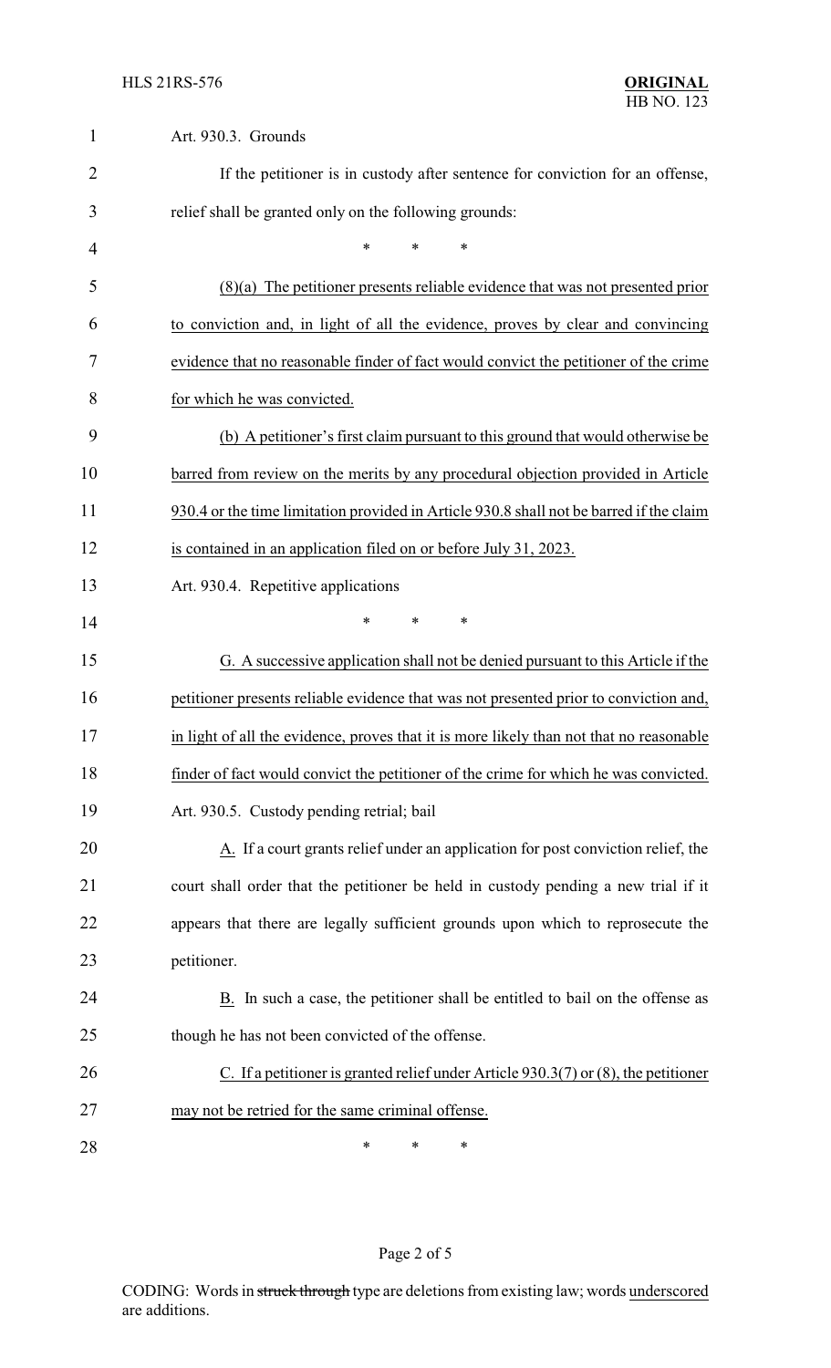Art. 930.3. Grounds

If the petitioner is in custody after sentence for conviction for an offense, relief shall be granted only on the following grounds:

\* \* \*

(8)(a) The petitioner presents reliable evidence that was not presented prior to conviction and, in light of all the evidence, proves by clear and convincing evidence that no reasonable finder of fact would convict the petitioner of the crime for which he was convicted.

(b) A petitioner's first claim pursuant to this ground that would otherwise be barred from review on the merits by any procedural objection provided in Article 930.4 or the time limitation provided in Article 930.8 shall not be barred if the claim is contained in an application filed on or before July 31, 2023.

Art. 930.4. Repetitive applications

\* \* \*

G. A successive application shall not be denied pursuant to this Article if the petitioner presents reliable evidence that was not presented prior to conviction and, in light of all the evidence, proves that it is more likely than not that no reasonable finder of fact would convict the petitioner of the crime for which he was convicted.

Art. 930.5. Custody pending retrial; bail

A. If a court grants relief under an application for post conviction relief, the court shall order that the petitioner be held in custody pending a new trial if it appears that there are legally sufficient grounds upon which to reprosecute the petitioner.

B. In such a case, the petitioner shall be entitled to bail on the offense as though he has not been convicted of the offense.

C. If a petitioner is granted relief under Article 930.3(7) or (8), the petitioner may not be retried for the same criminal offense.

\* \* \*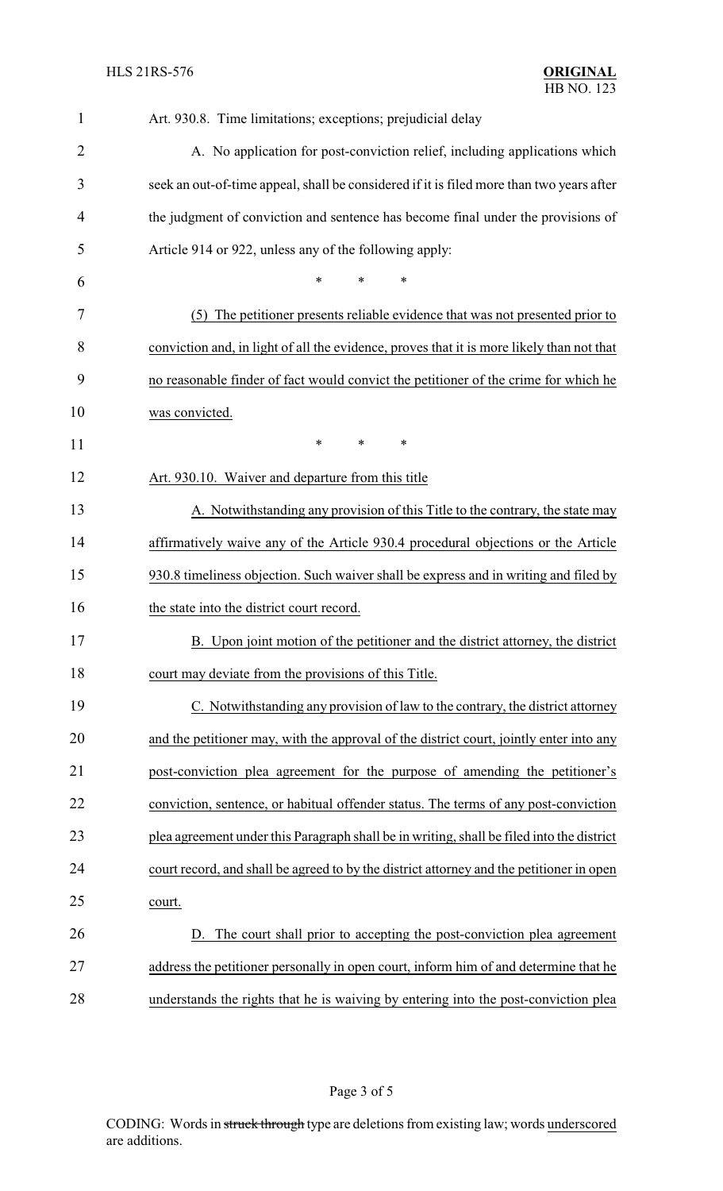Art. 930.8. Time limitations; exceptions; prejudicial delay

A. No application for post-conviction relief, including applications which seek an out-of-time appeal, shall be considered if it is filed more than two years after the judgment of conviction and sentence has become final under the provisions of Article 914 or 922, unless any of the following apply:

\* \* \*

<u>(5) The petitioner presents reliable evidence that was not presented prior to conviction and, in light of all the evidence, proves that it is more likely than not that no reasonable finder of fact would convict the petitioner of the crime for which he was convicted.</u>

\* \* \*

<u>Art. 930.10. Waiver and departure from this title</u>

<u>A. Notwithstanding any provision of this Title to the contrary, the state may affirmatively waive any of the Article 930.4 procedural objections or the Article 930.8 timeliness objection. Such waiver shall be express and in writing and filed by the state into the district court record.</u>

<u>B. Upon joint motion of the petitioner and the district attorney, the district court may deviate from the provisions of this Title.</u>

<u>C. Notwithstanding any provision of law to the contrary, the district attorney and the petitioner may, with the approval of the district court, jointly enter into any post-conviction plea agreement for the purpose of amending the petitioner's conviction, sentence, or habitual offender status. The terms of any post-conviction plea agreement under this Paragraph shall be in writing, shall be filed into the district court record, and shall be agreed to by the district attorney and the petitioner in open court.</u>

<u>D. The court shall prior to accepting the post-conviction plea agreement address the petitioner personally in open court, inform him of and determine that he understands the rights that he is waiving by entering into the post-conviction plea</u>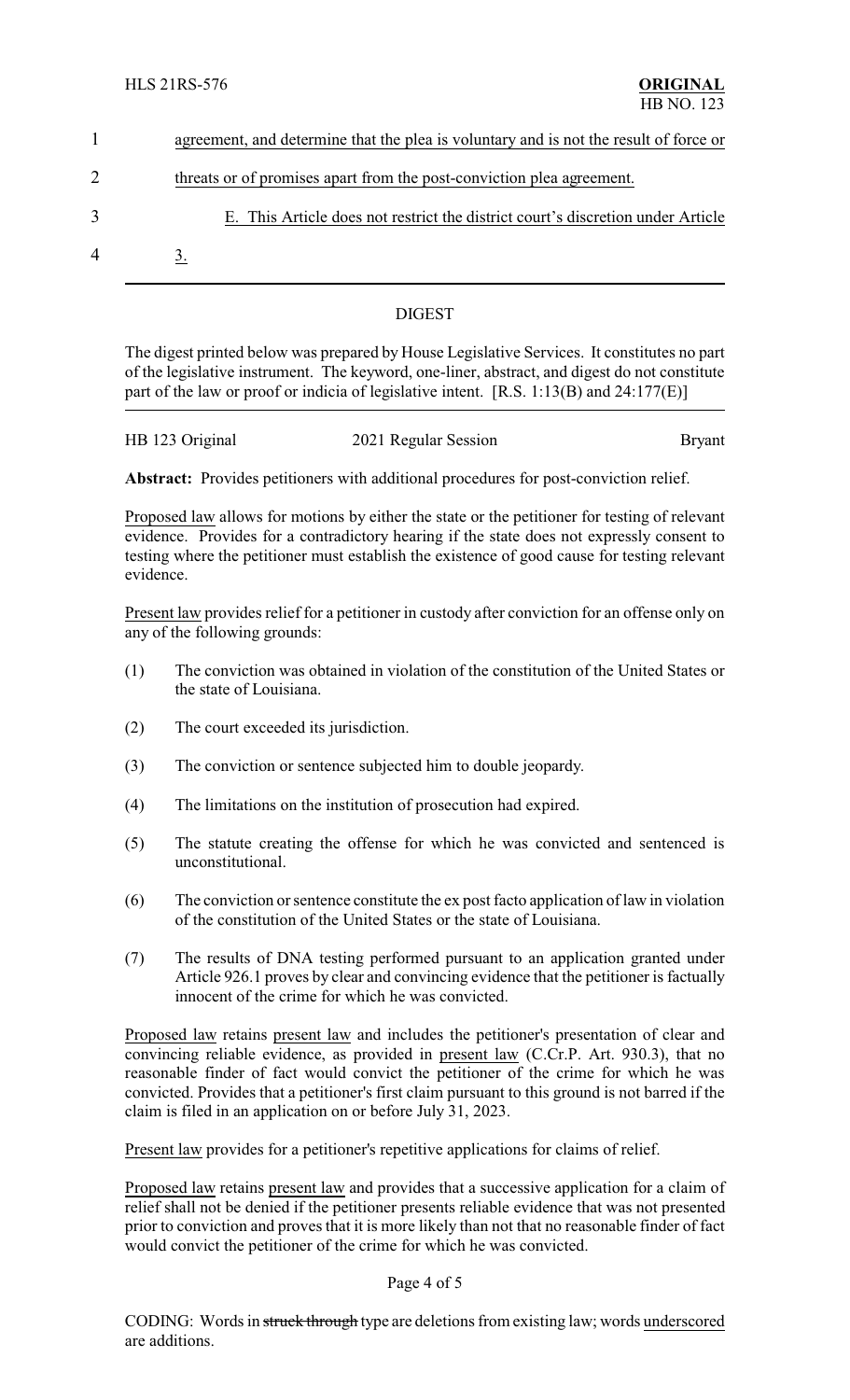agreement, and determine that the plea is voluntary and is not the result of force or threats or of promises apart from the post-conviction plea agreement.

E. This Article does not restrict the district court's discretion under Article 3.

## DIGEST

The digest printed below was prepared by House Legislative Services. It constitutes no part of the legislative instrument. The keyword, one-liner, abstract, and digest do not constitute part of the law or proof or indicia of legislative intent. [R.S. 1:13(B) and 24:177(E)]

HB 123 Original — 2021 Regular Session — Bryant

**Abstract:** Provides petitioners with additional procedures for post-conviction relief.

Proposed law allows for motions by either the state or the petitioner for testing of relevant evidence. Provides for a contradictory hearing if the state does not expressly consent to testing where the petitioner must establish the existence of good cause for testing relevant evidence.

Present law provides relief for a petitioner in custody after conviction for an offense only on any of the following grounds:

(1) The conviction was obtained in violation of the constitution of the United States or the state of Louisiana.

(2) The court exceeded its jurisdiction.

(3) The conviction or sentence subjected him to double jeopardy.

(4) The limitations on the institution of prosecution had expired.

(5) The statute creating the offense for which he was convicted and sentenced is unconstitutional.

(6) The conviction or sentence constitute the ex post facto application of law in violation of the constitution of the United States or the state of Louisiana.

(7) The results of DNA testing performed pursuant to an application granted under Article 926.1 proves by clear and convincing evidence that the petitioner is factually innocent of the crime for which he was convicted.

Proposed law retains present law and includes the petitioner's presentation of clear and convincing reliable evidence, as provided in present law (C.Cr.P. Art. 930.3), that no reasonable finder of fact would convict the petitioner of the crime for which he was convicted. Provides that a petitioner's first claim pursuant to this ground is not barred if the claim is filed in an application on or before July 31, 2023.

Present law provides for a petitioner's repetitive applications for claims of relief.

Proposed law retains present law and provides that a successive application for a claim of relief shall not be denied if the petitioner presents reliable evidence that was not presented prior to conviction and proves that it is more likely than not that no reasonable finder of fact would convict the petitioner of the crime for which he was convicted.

CODING: Words in ~~struck through~~ type are deletions from existing law; words underscored are additions.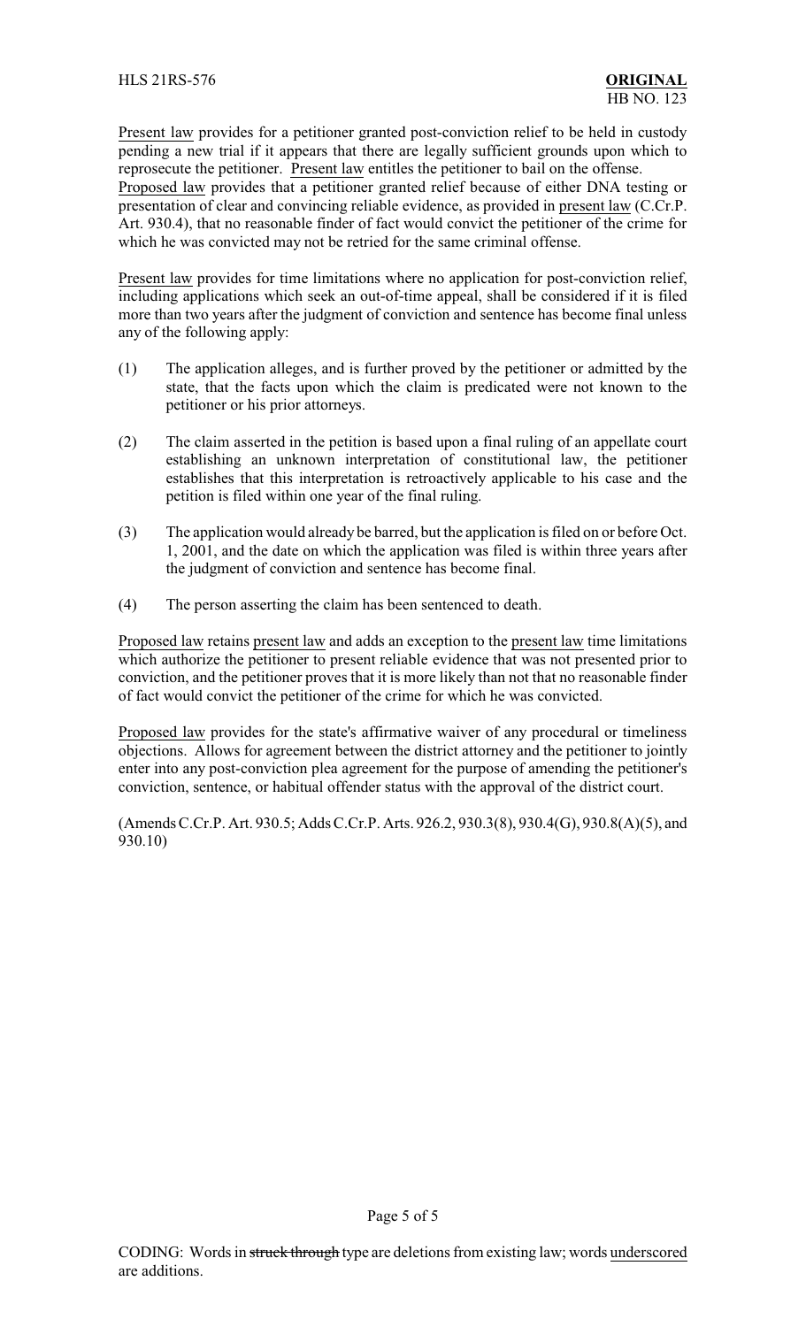Present law provides for a petitioner granted post-conviction relief to be held in custody pending a new trial if it appears that there are legally sufficient grounds upon which to reprosecute the petitioner. Present law entitles the petitioner to bail on the offense.

Proposed law provides that a petitioner granted relief because of either DNA testing or presentation of clear and convincing reliable evidence, as provided in present law (C.Cr.P. Art. 930.4), that no reasonable finder of fact would convict the petitioner of the crime for which he was convicted may not be retried for the same criminal offense.

Present law provides for time limitations where no application for post-conviction relief, including applications which seek an out-of-time appeal, shall be considered if it is filed more than two years after the judgment of conviction and sentence has become final unless any of the following apply:

(1) The application alleges, and is further proved by the petitioner or admitted by the state, that the facts upon which the claim is predicated were not known to the petitioner or his prior attorneys.

(2) The claim asserted in the petition is based upon a final ruling of an appellate court establishing an unknown interpretation of constitutional law, the petitioner establishes that this interpretation is retroactively applicable to his case and the petition is filed within one year of the final ruling.

(3) The application would already be barred, but the application is filed on or before Oct. 1, 2001, and the date on which the application was filed is within three years after the judgment of conviction and sentence has become final.

(4) The person asserting the claim has been sentenced to death.

Proposed law retains present law and adds an exception to the present law time limitations which authorize the petitioner to present reliable evidence that was not presented prior to conviction, and the petitioner proves that it is more likely than not that no reasonable finder of fact would convict the petitioner of the crime for which he was convicted.

Proposed law provides for the state's affirmative waiver of any procedural or timeliness objections. Allows for agreement between the district attorney and the petitioner to jointly enter into any post-conviction plea agreement for the purpose of amending the petitioner's conviction, sentence, or habitual offender status with the approval of the district court.

(Amends C.Cr.P. Art. 930.5; Adds C.Cr.P. Arts. 926.2, 930.3(8), 930.4(G), 930.8(A)(5), and 930.10)